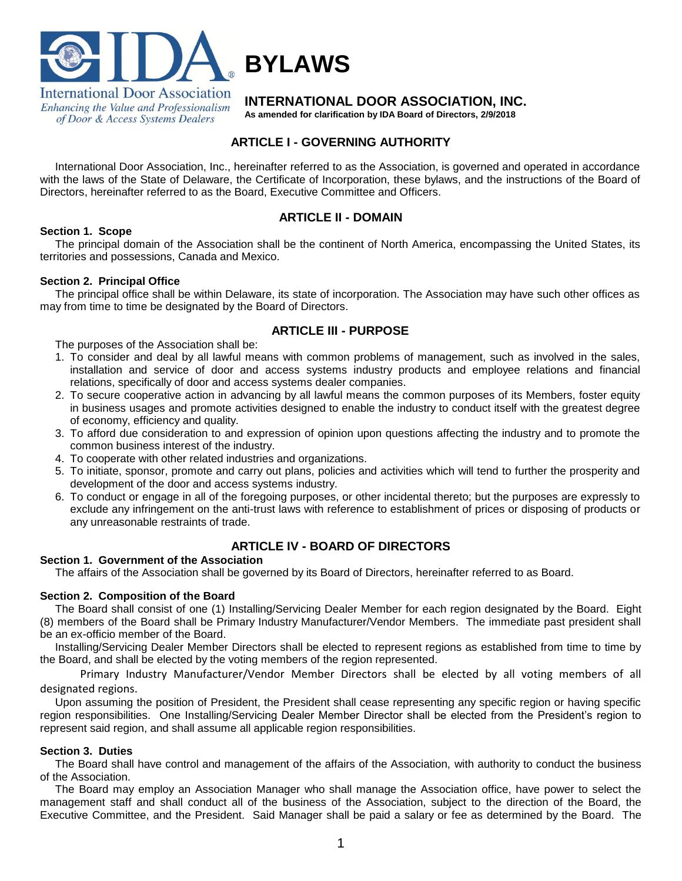International Door Association
*Enhancing the Value and Professionalism of Door & Access Systems Dealers*

# BYLAWS

## INTERNATIONAL DOOR ASSOCIATION, INC.

**As amended for clarification by IDA Board of Directors, 2/9/2018**

## ARTICLE I - GOVERNING AUTHORITY

International Door Association, Inc., hereinafter referred to as the Association, is governed and operated in accordance with the laws of the State of Delaware, the Certificate of Incorporation, these bylaws, and the instructions of the Board of Directors, hereinafter referred to as the Board, Executive Committee and Officers.

## ARTICLE II - DOMAIN

### Section 1. Scope

The principal domain of the Association shall be the continent of North America, encompassing the United States, its territories and possessions, Canada and Mexico.

### Section 2. Principal Office

The principal office shall be within Delaware, its state of incorporation. The Association may have such other offices as may from time to time be designated by the Board of Directors.

## ARTICLE III - PURPOSE

The purposes of the Association shall be:

1. To consider and deal by all lawful means with common problems of management, such as involved in the sales, installation and service of door and access systems industry products and employee relations and financial relations, specifically of door and access systems dealer companies.
2. To secure cooperative action in advancing by all lawful means the common purposes of its Members, foster equity in business usages and promote activities designed to enable the industry to conduct itself with the greatest degree of economy, efficiency and quality.
3. To afford due consideration to and expression of opinion upon questions affecting the industry and to promote the common business interest of the industry.
4. To cooperate with other related industries and organizations.
5. To initiate, sponsor, promote and carry out plans, policies and activities which will tend to further the prosperity and development of the door and access systems industry.
6. To conduct or engage in all of the foregoing purposes, or other incidental thereto; but the purposes are expressly to exclude any infringement on the anti-trust laws with reference to establishment of prices or disposing of products or any unreasonable restraints of trade.

## ARTICLE IV - BOARD OF DIRECTORS

### Section 1. Government of the Association

The affairs of the Association shall be governed by its Board of Directors, hereinafter referred to as Board.

### Section 2. Composition of the Board

The Board shall consist of one (1) Installing/Servicing Dealer Member for each region designated by the Board. Eight (8) members of the Board shall be Primary Industry Manufacturer/Vendor Members. The immediate past president shall be an ex-officio member of the Board.

Installing/Servicing Dealer Member Directors shall be elected to represent regions as established from time to time by the Board, and shall be elected by the voting members of the region represented.

Primary Industry Manufacturer/Vendor Member Directors shall be elected by all voting members of all designated regions.

Upon assuming the position of President, the President shall cease representing any specific region or having specific region responsibilities. One Installing/Servicing Dealer Member Director shall be elected from the President's region to represent said region, and shall assume all applicable region responsibilities.

### Section 3. Duties

The Board shall have control and management of the affairs of the Association, with authority to conduct the business of the Association.

The Board may employ an Association Manager who shall manage the Association office, have power to select the management staff and shall conduct all of the business of the Association, subject to the direction of the Board, the Executive Committee, and the President. Said Manager shall be paid a salary or fee as determined by the Board. The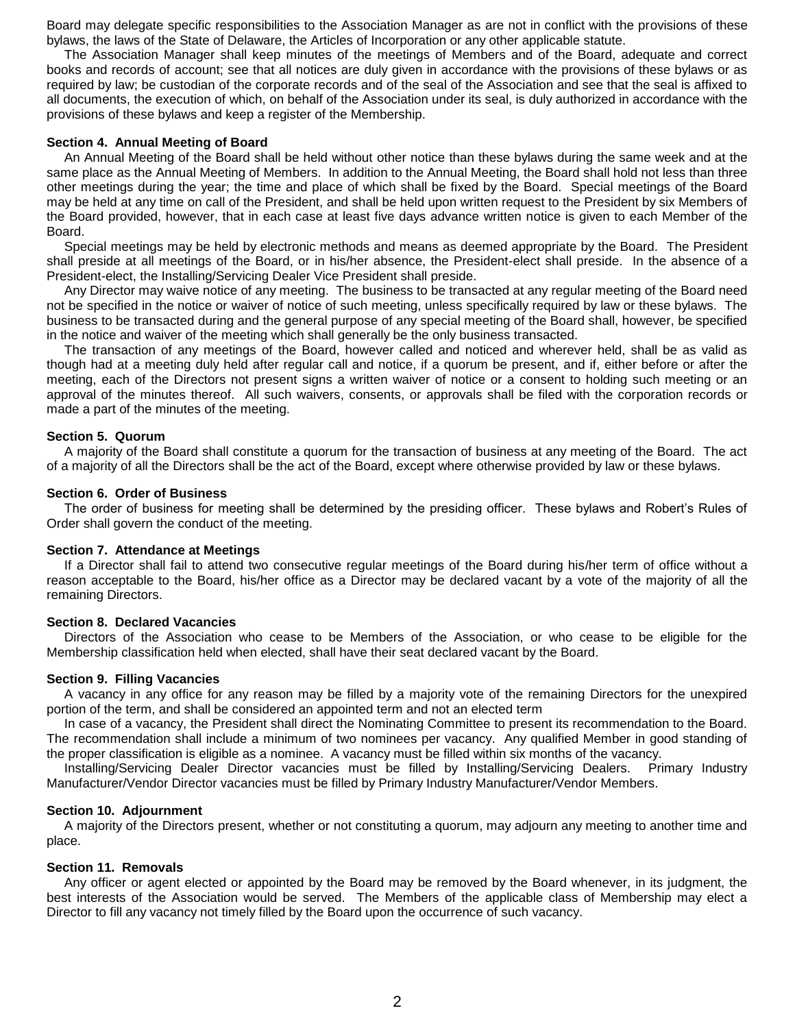Board may delegate specific responsibilities to the Association Manager as are not in conflict with the provisions of these bylaws, the laws of the State of Delaware, the Articles of Incorporation or any other applicable statute.

The Association Manager shall keep minutes of the meetings of Members and of the Board, adequate and correct books and records of account; see that all notices are duly given in accordance with the provisions of these bylaws or as required by law; be custodian of the corporate records and of the seal of the Association and see that the seal is affixed to all documents, the execution of which, on behalf of the Association under its seal, is duly authorized in accordance with the provisions of these bylaws and keep a register of the Membership.

**Section 4. Annual Meeting of Board**

An Annual Meeting of the Board shall be held without other notice than these bylaws during the same week and at the same place as the Annual Meeting of Members. In addition to the Annual Meeting, the Board shall hold not less than three other meetings during the year; the time and place of which shall be fixed by the Board. Special meetings of the Board may be held at any time on call of the President, and shall be held upon written request to the President by six Members of the Board provided, however, that in each case at least five days advance written notice is given to each Member of the Board.

Special meetings may be held by electronic methods and means as deemed appropriate by the Board. The President shall preside at all meetings of the Board, or in his/her absence, the President-elect shall preside. In the absence of a President-elect, the Installing/Servicing Dealer Vice President shall preside.

Any Director may waive notice of any meeting. The business to be transacted at any regular meeting of the Board need not be specified in the notice or waiver of notice of such meeting, unless specifically required by law or these bylaws. The business to be transacted during and the general purpose of any special meeting of the Board shall, however, be specified in the notice and waiver of the meeting which shall generally be the only business transacted.

The transaction of any meetings of the Board, however called and noticed and wherever held, shall be as valid as though had at a meeting duly held after regular call and notice, if a quorum be present, and if, either before or after the meeting, each of the Directors not present signs a written waiver of notice or a consent to holding such meeting or an approval of the minutes thereof. All such waivers, consents, or approvals shall be filed with the corporation records or made a part of the minutes of the meeting.

**Section 5. Quorum**

A majority of the Board shall constitute a quorum for the transaction of business at any meeting of the Board. The act of a majority of all the Directors shall be the act of the Board, except where otherwise provided by law or these bylaws.

**Section 6. Order of Business**

The order of business for meeting shall be determined by the presiding officer. These bylaws and Robert's Rules of Order shall govern the conduct of the meeting.

**Section 7. Attendance at Meetings**

If a Director shall fail to attend two consecutive regular meetings of the Board during his/her term of office without a reason acceptable to the Board, his/her office as a Director may be declared vacant by a vote of the majority of all the remaining Directors.

**Section 8. Declared Vacancies**

Directors of the Association who cease to be Members of the Association, or who cease to be eligible for the Membership classification held when elected, shall have their seat declared vacant by the Board.

**Section 9. Filling Vacancies**

A vacancy in any office for any reason may be filled by a majority vote of the remaining Directors for the unexpired portion of the term, and shall be considered an appointed term and not an elected term

In case of a vacancy, the President shall direct the Nominating Committee to present its recommendation to the Board. The recommendation shall include a minimum of two nominees per vacancy. Any qualified Member in good standing of the proper classification is eligible as a nominee. A vacancy must be filled within six months of the vacancy.

Installing/Servicing Dealer Director vacancies must be filled by Installing/Servicing Dealers. Primary Industry Manufacturer/Vendor Director vacancies must be filled by Primary Industry Manufacturer/Vendor Members.

**Section 10. Adjournment**

A majority of the Directors present, whether or not constituting a quorum, may adjourn any meeting to another time and place.

**Section 11. Removals**

Any officer or agent elected or appointed by the Board may be removed by the Board whenever, in its judgment, the best interests of the Association would be served. The Members of the applicable class of Membership may elect a Director to fill any vacancy not timely filled by the Board upon the occurrence of such vacancy.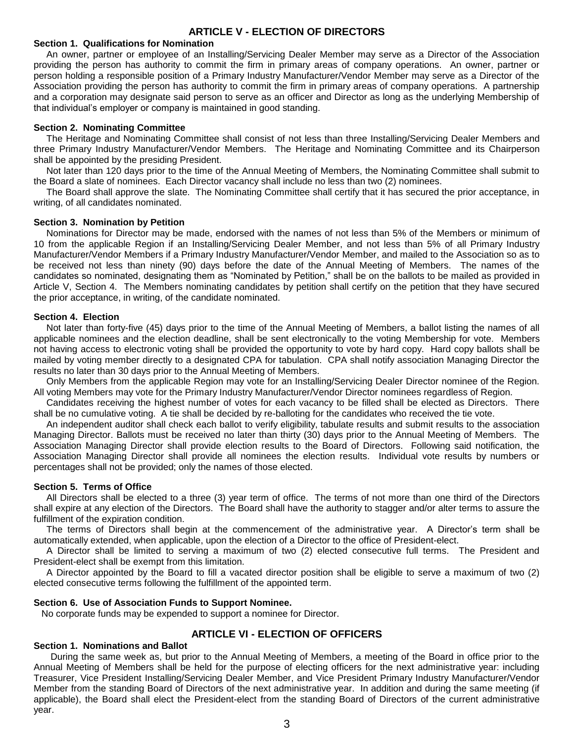## ARTICLE V - ELECTION OF DIRECTORS

**Section 1. Qualifications for Nomination**

An owner, partner or employee of an Installing/Servicing Dealer Member may serve as a Director of the Association providing the person has authority to commit the firm in primary areas of company operations. An owner, partner or person holding a responsible position of a Primary Industry Manufacturer/Vendor Member may serve as a Director of the Association providing the person has authority to commit the firm in primary areas of company operations. A partnership and a corporation may designate said person to serve as an officer and Director as long as the underlying Membership of that individual's employer or company is maintained in good standing.

**Section 2. Nominating Committee**

The Heritage and Nominating Committee shall consist of not less than three Installing/Servicing Dealer Members and three Primary Industry Manufacturer/Vendor Members. The Heritage and Nominating Committee and its Chairperson shall be appointed by the presiding President.

Not later than 120 days prior to the time of the Annual Meeting of Members, the Nominating Committee shall submit to the Board a slate of nominees. Each Director vacancy shall include no less than two (2) nominees.

The Board shall approve the slate. The Nominating Committee shall certify that it has secured the prior acceptance, in writing, of all candidates nominated.

**Section 3. Nomination by Petition**

Nominations for Director may be made, endorsed with the names of not less than 5% of the Members or minimum of 10 from the applicable Region if an Installing/Servicing Dealer Member, and not less than 5% of all Primary Industry Manufacturer/Vendor Members if a Primary Industry Manufacturer/Vendor Member, and mailed to the Association so as to be received not less than ninety (90) days before the date of the Annual Meeting of Members. The names of the candidates so nominated, designating them as "Nominated by Petition," shall be on the ballots to be mailed as provided in Article V, Section 4. The Members nominating candidates by petition shall certify on the petition that they have secured the prior acceptance, in writing, of the candidate nominated.

**Section 4. Election**

Not later than forty-five (45) days prior to the time of the Annual Meeting of Members, a ballot listing the names of all applicable nominees and the election deadline, shall be sent electronically to the voting Membership for vote. Members not having access to electronic voting shall be provided the opportunity to vote by hard copy. Hard copy ballots shall be mailed by voting member directly to a designated CPA for tabulation. CPA shall notify association Managing Director the results no later than 30 days prior to the Annual Meeting of Members.

Only Members from the applicable Region may vote for an Installing/Servicing Dealer Director nominee of the Region. All voting Members may vote for the Primary Industry Manufacturer/Vendor Director nominees regardless of Region.

Candidates receiving the highest number of votes for each vacancy to be filled shall be elected as Directors. There shall be no cumulative voting. A tie shall be decided by re-balloting for the candidates who received the tie vote.

An independent auditor shall check each ballot to verify eligibility, tabulate results and submit results to the association Managing Director. Ballots must be received no later than thirty (30) days prior to the Annual Meeting of Members. The Association Managing Director shall provide election results to the Board of Directors. Following said notification, the Association Managing Director shall provide all nominees the election results. Individual vote results by numbers or percentages shall not be provided; only the names of those elected.

**Section 5. Terms of Office**

All Directors shall be elected to a three (3) year term of office. The terms of not more than one third of the Directors shall expire at any election of the Directors. The Board shall have the authority to stagger and/or alter terms to assure the fulfillment of the expiration condition.

The terms of Directors shall begin at the commencement of the administrative year. A Director's term shall be automatically extended, when applicable, upon the election of a Director to the office of President-elect.

A Director shall be limited to serving a maximum of two (2) elected consecutive full terms. The President and President-elect shall be exempt from this limitation.

A Director appointed by the Board to fill a vacated director position shall be eligible to serve a maximum of two (2) elected consecutive terms following the fulfillment of the appointed term.

**Section 6. Use of Association Funds to Support Nominee.**

No corporate funds may be expended to support a nominee for Director.

## ARTICLE VI - ELECTION OF OFFICERS

**Section 1. Nominations and Ballot**

During the same week as, but prior to the Annual Meeting of Members, a meeting of the Board in office prior to the Annual Meeting of Members shall be held for the purpose of electing officers for the next administrative year: including Treasurer, Vice President Installing/Servicing Dealer Member, and Vice President Primary Industry Manufacturer/Vendor Member from the standing Board of Directors of the next administrative year. In addition and during the same meeting (if applicable), the Board shall elect the President-elect from the standing Board of Directors of the current administrative year.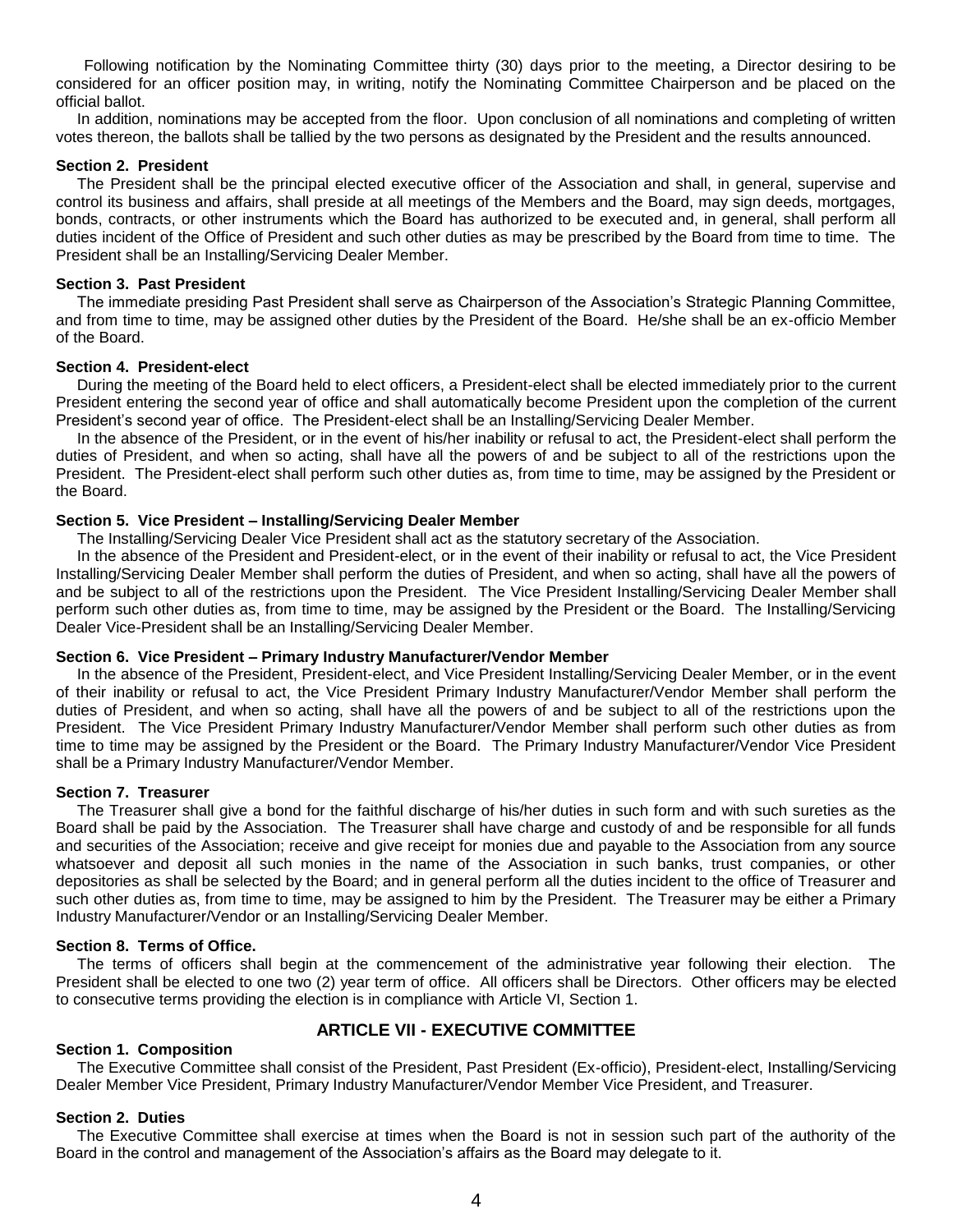Following notification by the Nominating Committee thirty (30) days prior to the meeting, a Director desiring to be considered for an officer position may, in writing, notify the Nominating Committee Chairperson and be placed on the official ballot.

In addition, nominations may be accepted from the floor. Upon conclusion of all nominations and completing of written votes thereon, the ballots shall be tallied by the two persons as designated by the President and the results announced.

**Section 2. President**

The President shall be the principal elected executive officer of the Association and shall, in general, supervise and control its business and affairs, shall preside at all meetings of the Members and the Board, may sign deeds, mortgages, bonds, contracts, or other instruments which the Board has authorized to be executed and, in general, shall perform all duties incident of the Office of President and such other duties as may be prescribed by the Board from time to time. The President shall be an Installing/Servicing Dealer Member.

**Section 3. Past President**

The immediate presiding Past President shall serve as Chairperson of the Association's Strategic Planning Committee, and from time to time, may be assigned other duties by the President of the Board. He/she shall be an ex-officio Member of the Board.

**Section 4. President-elect**

During the meeting of the Board held to elect officers, a President-elect shall be elected immediately prior to the current President entering the second year of office and shall automatically become President upon the completion of the current President's second year of office. The President-elect shall be an Installing/Servicing Dealer Member.

In the absence of the President, or in the event of his/her inability or refusal to act, the President-elect shall perform the duties of President, and when so acting, shall have all the powers of and be subject to all of the restrictions upon the President. The President-elect shall perform such other duties as, from time to time, may be assigned by the President or the Board.

**Section 5. Vice President – Installing/Servicing Dealer Member**

The Installing/Servicing Dealer Vice President shall act as the statutory secretary of the Association.

In the absence of the President and President-elect, or in the event of their inability or refusal to act, the Vice President Installing/Servicing Dealer Member shall perform the duties of President, and when so acting, shall have all the powers of and be subject to all of the restrictions upon the President. The Vice President Installing/Servicing Dealer Member shall perform such other duties as, from time to time, may be assigned by the President or the Board. The Installing/Servicing Dealer Vice-President shall be an Installing/Servicing Dealer Member.

**Section 6. Vice President – Primary Industry Manufacturer/Vendor Member**

In the absence of the President, President-elect, and Vice President Installing/Servicing Dealer Member, or in the event of their inability or refusal to act, the Vice President Primary Industry Manufacturer/Vendor Member shall perform the duties of President, and when so acting, shall have all the powers of and be subject to all of the restrictions upon the President. The Vice President Primary Industry Manufacturer/Vendor Member shall perform such other duties as from time to time may be assigned by the President or the Board. The Primary Industry Manufacturer/Vendor Vice President shall be a Primary Industry Manufacturer/Vendor Member.

**Section 7. Treasurer**

The Treasurer shall give a bond for the faithful discharge of his/her duties in such form and with such sureties as the Board shall be paid by the Association. The Treasurer shall have charge and custody of and be responsible for all funds and securities of the Association; receive and give receipt for monies due and payable to the Association from any source whatsoever and deposit all such monies in the name of the Association in such banks, trust companies, or other depositories as shall be selected by the Board; and in general perform all the duties incident to the office of Treasurer and such other duties as, from time to time, may be assigned to him by the President. The Treasurer may be either a Primary Industry Manufacturer/Vendor or an Installing/Servicing Dealer Member.

**Section 8. Terms of Office.**

The terms of officers shall begin at the commencement of the administrative year following their election. The President shall be elected to one two (2) year term of office. All officers shall be Directors. Other officers may be elected to consecutive terms providing the election is in compliance with Article VI, Section 1.

## ARTICLE VII - EXECUTIVE COMMITTEE

**Section 1. Composition**

The Executive Committee shall consist of the President, Past President (Ex-officio), President-elect, Installing/Servicing Dealer Member Vice President, Primary Industry Manufacturer/Vendor Member Vice President, and Treasurer.

**Section 2. Duties**

The Executive Committee shall exercise at times when the Board is not in session such part of the authority of the Board in the control and management of the Association's affairs as the Board may delegate to it.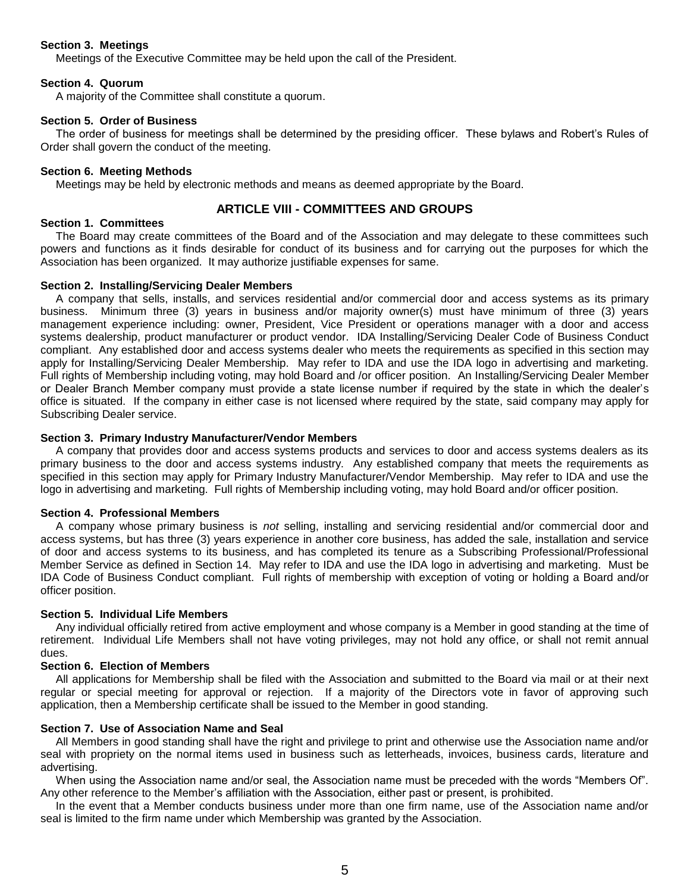**Section 3. Meetings**

Meetings of the Executive Committee may be held upon the call of the President.

**Section 4. Quorum**

A majority of the Committee shall constitute a quorum.

**Section 5. Order of Business**

The order of business for meetings shall be determined by the presiding officer. These bylaws and Robert's Rules of Order shall govern the conduct of the meeting.

**Section 6. Meeting Methods**

Meetings may be held by electronic methods and means as deemed appropriate by the Board.

## ARTICLE VIII - COMMITTEES AND GROUPS

**Section 1. Committees**

The Board may create committees of the Board and of the Association and may delegate to these committees such powers and functions as it finds desirable for conduct of its business and for carrying out the purposes for which the Association has been organized. It may authorize justifiable expenses for same.

**Section 2. Installing/Servicing Dealer Members**

A company that sells, installs, and services residential and/or commercial door and access systems as its primary business. Minimum three (3) years in business and/or majority owner(s) must have minimum of three (3) years management experience including: owner, President, Vice President or operations manager with a door and access systems dealership, product manufacturer or product vendor. IDA Installing/Servicing Dealer Code of Business Conduct compliant. Any established door and access systems dealer who meets the requirements as specified in this section may apply for Installing/Servicing Dealer Membership. May refer to IDA and use the IDA logo in advertising and marketing. Full rights of Membership including voting, may hold Board and /or officer position. An Installing/Servicing Dealer Member or Dealer Branch Member company must provide a state license number if required by the state in which the dealer's office is situated. If the company in either case is not licensed where required by the state, said company may apply for Subscribing Dealer service.

**Section 3. Primary Industry Manufacturer/Vendor Members**

A company that provides door and access systems products and services to door and access systems dealers as its primary business to the door and access systems industry. Any established company that meets the requirements as specified in this section may apply for Primary Industry Manufacturer/Vendor Membership. May refer to IDA and use the logo in advertising and marketing. Full rights of Membership including voting, may hold Board and/or officer position.

**Section 4. Professional Members**

A company whose primary business is *not* selling, installing and servicing residential and/or commercial door and access systems, but has three (3) years experience in another core business, has added the sale, installation and service of door and access systems to its business, and has completed its tenure as a Subscribing Professional/Professional Member Service as defined in Section 14. May refer to IDA and use the IDA logo in advertising and marketing. Must be IDA Code of Business Conduct compliant. Full rights of membership with exception of voting or holding a Board and/or officer position.

**Section 5. Individual Life Members**

Any individual officially retired from active employment and whose company is a Member in good standing at the time of retirement. Individual Life Members shall not have voting privileges, may not hold any office, or shall not remit annual dues.

**Section 6. Election of Members**

All applications for Membership shall be filed with the Association and submitted to the Board via mail or at their next regular or special meeting for approval or rejection. If a majority of the Directors vote in favor of approving such application, then a Membership certificate shall be issued to the Member in good standing.

**Section 7. Use of Association Name and Seal**

All Members in good standing shall have the right and privilege to print and otherwise use the Association name and/or seal with propriety on the normal items used in business such as letterheads, invoices, business cards, literature and advertising.

When using the Association name and/or seal, the Association name must be preceded with the words "Members Of". Any other reference to the Member's affiliation with the Association, either past or present, is prohibited.

In the event that a Member conducts business under more than one firm name, use of the Association name and/or seal is limited to the firm name under which Membership was granted by the Association.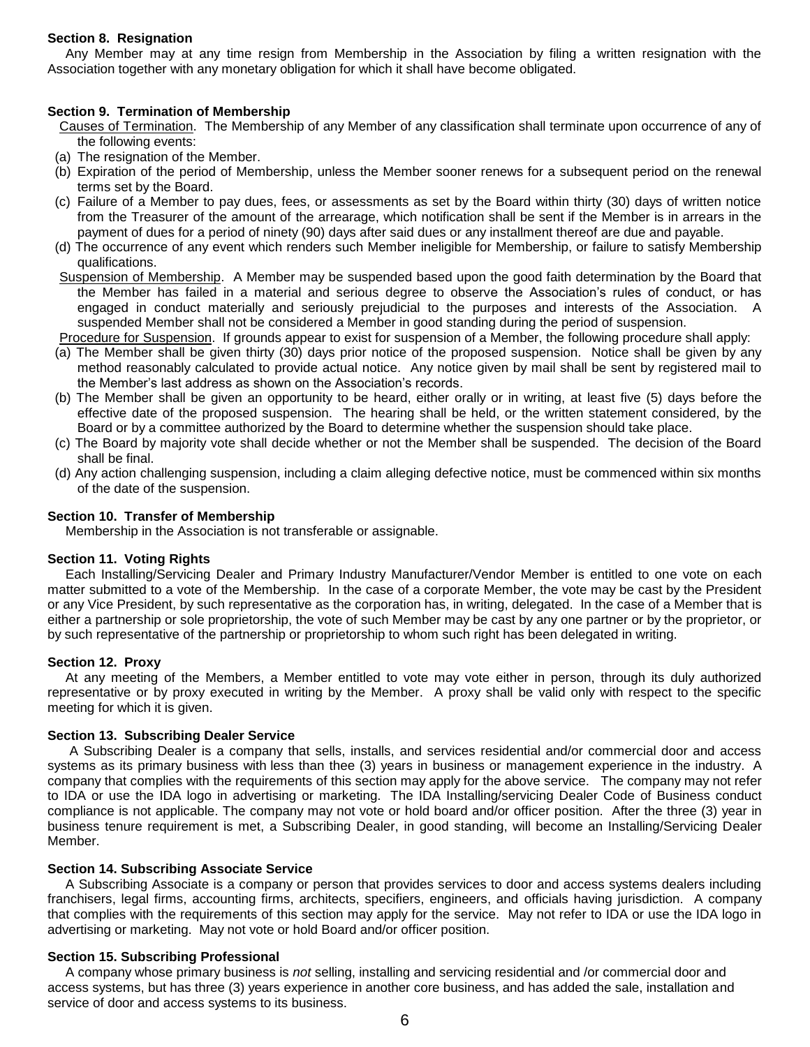**Section 8. Resignation**

Any Member may at any time resign from Membership in the Association by filing a written resignation with the Association together with any monetary obligation for which it shall have become obligated.

**Section 9. Termination of Membership**

Causes of Termination. The Membership of any Member of any classification shall terminate upon occurrence of any of the following events:

(a) The resignation of the Member.

(b) Expiration of the period of Membership, unless the Member sooner renews for a subsequent period on the renewal terms set by the Board.

(c) Failure of a Member to pay dues, fees, or assessments as set by the Board within thirty (30) days of written notice from the Treasurer of the amount of the arrearage, which notification shall be sent if the Member is in arrears in the payment of dues for a period of ninety (90) days after said dues or any installment thereof are due and payable.

(d) The occurrence of any event which renders such Member ineligible for Membership, or failure to satisfy Membership qualifications.

Suspension of Membership. A Member may be suspended based upon the good faith determination by the Board that the Member has failed in a material and serious degree to observe the Association's rules of conduct, or has engaged in conduct materially and seriously prejudicial to the purposes and interests of the Association. A suspended Member shall not be considered a Member in good standing during the period of suspension.

Procedure for Suspension. If grounds appear to exist for suspension of a Member, the following procedure shall apply:

(a) The Member shall be given thirty (30) days prior notice of the proposed suspension. Notice shall be given by any method reasonably calculated to provide actual notice. Any notice given by mail shall be sent by registered mail to the Member's last address as shown on the Association's records.

(b) The Member shall be given an opportunity to be heard, either orally or in writing, at least five (5) days before the effective date of the proposed suspension. The hearing shall be held, or the written statement considered, by the Board or by a committee authorized by the Board to determine whether the suspension should take place.

(c) The Board by majority vote shall decide whether or not the Member shall be suspended. The decision of the Board shall be final.

(d) Any action challenging suspension, including a claim alleging defective notice, must be commenced within six months of the date of the suspension.

**Section 10. Transfer of Membership**

Membership in the Association is not transferable or assignable.

**Section 11. Voting Rights**

Each Installing/Servicing Dealer and Primary Industry Manufacturer/Vendor Member is entitled to one vote on each matter submitted to a vote of the Membership. In the case of a corporate Member, the vote may be cast by the President or any Vice President, by such representative as the corporation has, in writing, delegated. In the case of a Member that is either a partnership or sole proprietorship, the vote of such Member may be cast by any one partner or by the proprietor, or by such representative of the partnership or proprietorship to whom such right has been delegated in writing.

**Section 12. Proxy**

At any meeting of the Members, a Member entitled to vote may vote either in person, through its duly authorized representative or by proxy executed in writing by the Member. A proxy shall be valid only with respect to the specific meeting for which it is given.

**Section 13. Subscribing Dealer Service**

A Subscribing Dealer is a company that sells, installs, and services residential and/or commercial door and access systems as its primary business with less than thee (3) years in business or management experience in the industry. A company that complies with the requirements of this section may apply for the above service. The company may not refer to IDA or use the IDA logo in advertising or marketing. The IDA Installing/servicing Dealer Code of Business conduct compliance is not applicable. The company may not vote or hold board and/or officer position. After the three (3) year in business tenure requirement is met, a Subscribing Dealer, in good standing, will become an Installing/Servicing Dealer Member.

**Section 14. Subscribing Associate Service**

A Subscribing Associate is a company or person that provides services to door and access systems dealers including franchisers, legal firms, accounting firms, architects, specifiers, engineers, and officials having jurisdiction. A company that complies with the requirements of this section may apply for the service. May not refer to IDA or use the IDA logo in advertising or marketing. May not vote or hold Board and/or officer position.

**Section 15. Subscribing Professional**

A company whose primary business is *not* selling, installing and servicing residential and /or commercial door and access systems, but has three (3) years experience in another core business, and has added the sale, installation and service of door and access systems to its business.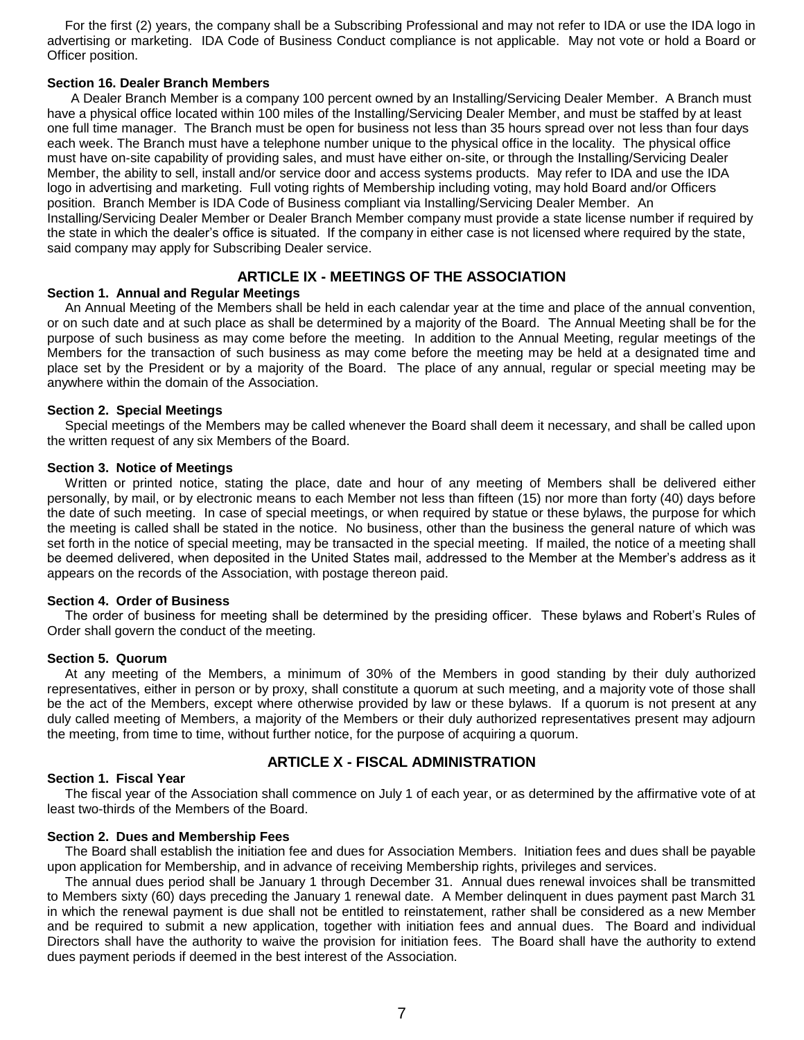For the first (2) years, the company shall be a Subscribing Professional and may not refer to IDA or use the IDA logo in advertising or marketing. IDA Code of Business Conduct compliance is not applicable. May not vote or hold a Board or Officer position.

**Section 16. Dealer Branch Members**

A Dealer Branch Member is a company 100 percent owned by an Installing/Servicing Dealer Member. A Branch must have a physical office located within 100 miles of the Installing/Servicing Dealer Member, and must be staffed by at least one full time manager. The Branch must be open for business not less than 35 hours spread over not less than four days each week. The Branch must have a telephone number unique to the physical office in the locality. The physical office must have on-site capability of providing sales, and must have either on-site, or through the Installing/Servicing Dealer Member, the ability to sell, install and/or service door and access systems products. May refer to IDA and use the IDA logo in advertising and marketing. Full voting rights of Membership including voting, may hold Board and/or Officers position. Branch Member is IDA Code of Business compliant via Installing/Servicing Dealer Member. An Installing/Servicing Dealer Member or Dealer Branch Member company must provide a state license number if required by the state in which the dealer's office is situated. If the company in either case is not licensed where required by the state, said company may apply for Subscribing Dealer service.

## ARTICLE IX - MEETINGS OF THE ASSOCIATION

**Section 1. Annual and Regular Meetings**

An Annual Meeting of the Members shall be held in each calendar year at the time and place of the annual convention, or on such date and at such place as shall be determined by a majority of the Board. The Annual Meeting shall be for the purpose of such business as may come before the meeting. In addition to the Annual Meeting, regular meetings of the Members for the transaction of such business as may come before the meeting may be held at a designated time and place set by the President or by a majority of the Board. The place of any annual, regular or special meeting may be anywhere within the domain of the Association.

**Section 2. Special Meetings**

Special meetings of the Members may be called whenever the Board shall deem it necessary, and shall be called upon the written request of any six Members of the Board.

**Section 3. Notice of Meetings**

Written or printed notice, stating the place, date and hour of any meeting of Members shall be delivered either personally, by mail, or by electronic means to each Member not less than fifteen (15) nor more than forty (40) days before the date of such meeting. In case of special meetings, or when required by statue or these bylaws, the purpose for which the meeting is called shall be stated in the notice. No business, other than the business the general nature of which was set forth in the notice of special meeting, may be transacted in the special meeting. If mailed, the notice of a meeting shall be deemed delivered, when deposited in the United States mail, addressed to the Member at the Member's address as it appears on the records of the Association, with postage thereon paid.

**Section 4. Order of Business**

The order of business for meeting shall be determined by the presiding officer. These bylaws and Robert's Rules of Order shall govern the conduct of the meeting.

**Section 5. Quorum**

At any meeting of the Members, a minimum of 30% of the Members in good standing by their duly authorized representatives, either in person or by proxy, shall constitute a quorum at such meeting, and a majority vote of those shall be the act of the Members, except where otherwise provided by law or these bylaws. If a quorum is not present at any duly called meeting of Members, a majority of the Members or their duly authorized representatives present may adjourn the meeting, from time to time, without further notice, for the purpose of acquiring a quorum.

## ARTICLE X - FISCAL ADMINISTRATION

**Section 1. Fiscal Year**

The fiscal year of the Association shall commence on July 1 of each year, or as determined by the affirmative vote of at least two-thirds of the Members of the Board.

**Section 2. Dues and Membership Fees**

The Board shall establish the initiation fee and dues for Association Members. Initiation fees and dues shall be payable upon application for Membership, and in advance of receiving Membership rights, privileges and services.

The annual dues period shall be January 1 through December 31. Annual dues renewal invoices shall be transmitted to Members sixty (60) days preceding the January 1 renewal date. A Member delinquent in dues payment past March 31 in which the renewal payment is due shall not be entitled to reinstatement, rather shall be considered as a new Member and be required to submit a new application, together with initiation fees and annual dues. The Board and individual Directors shall have the authority to waive the provision for initiation fees. The Board shall have the authority to extend dues payment periods if deemed in the best interest of the Association.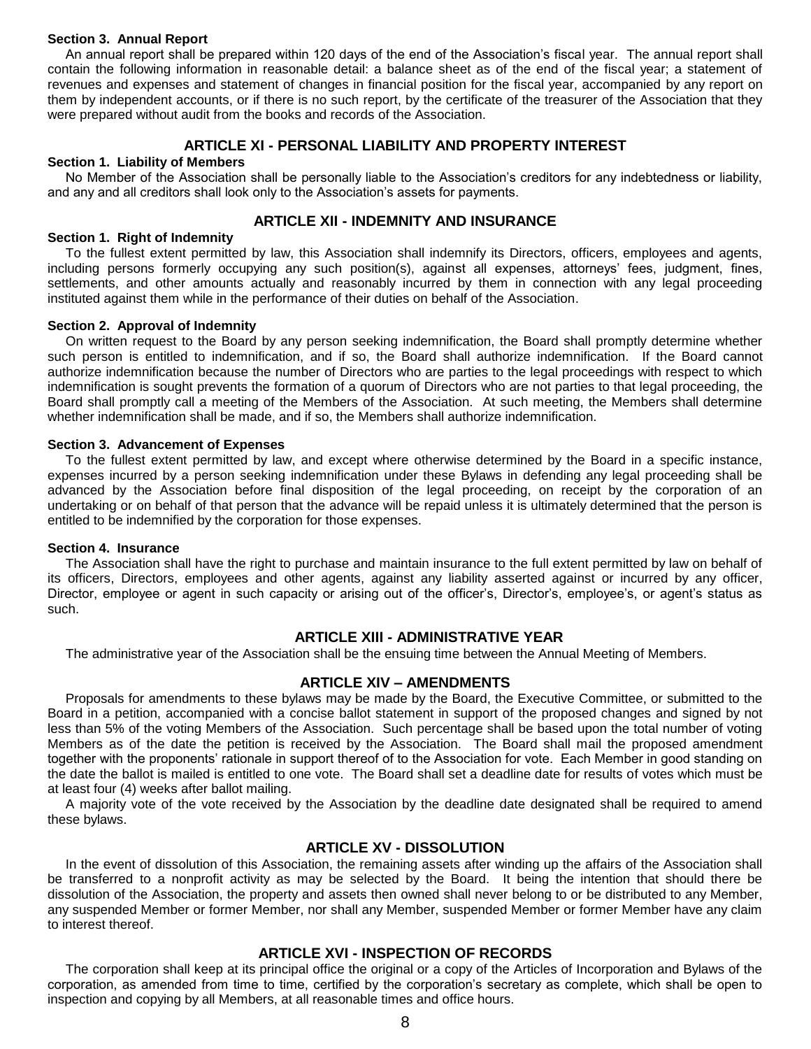**Section 3. Annual Report**

An annual report shall be prepared within 120 days of the end of the Association's fiscal year. The annual report shall contain the following information in reasonable detail: a balance sheet as of the end of the fiscal year; a statement of revenues and expenses and statement of changes in financial position for the fiscal year, accompanied by any report on them by independent accounts, or if there is no such report, by the certificate of the treasurer of the Association that they were prepared without audit from the books and records of the Association.

## ARTICLE XI - PERSONAL LIABILITY AND PROPERTY INTEREST

**Section 1. Liability of Members**

No Member of the Association shall be personally liable to the Association's creditors for any indebtedness or liability, and any and all creditors shall look only to the Association's assets for payments.

## ARTICLE XII - INDEMNITY AND INSURANCE

**Section 1. Right of Indemnity**

To the fullest extent permitted by law, this Association shall indemnify its Directors, officers, employees and agents, including persons formerly occupying any such position(s), against all expenses, attorneys' fees, judgment, fines, settlements, and other amounts actually and reasonably incurred by them in connection with any legal proceeding instituted against them while in the performance of their duties on behalf of the Association.

**Section 2. Approval of Indemnity**

On written request to the Board by any person seeking indemnification, the Board shall promptly determine whether such person is entitled to indemnification, and if so, the Board shall authorize indemnification. If the Board cannot authorize indemnification because the number of Directors who are parties to the legal proceedings with respect to which indemnification is sought prevents the formation of a quorum of Directors who are not parties to that legal proceeding, the Board shall promptly call a meeting of the Members of the Association. At such meeting, the Members shall determine whether indemnification shall be made, and if so, the Members shall authorize indemnification.

**Section 3. Advancement of Expenses**

To the fullest extent permitted by law, and except where otherwise determined by the Board in a specific instance, expenses incurred by a person seeking indemnification under these Bylaws in defending any legal proceeding shall be advanced by the Association before final disposition of the legal proceeding, on receipt by the corporation of an undertaking or on behalf of that person that the advance will be repaid unless it is ultimately determined that the person is entitled to be indemnified by the corporation for those expenses.

**Section 4. Insurance**

The Association shall have the right to purchase and maintain insurance to the full extent permitted by law on behalf of its officers, Directors, employees and other agents, against any liability asserted against or incurred by any officer, Director, employee or agent in such capacity or arising out of the officer's, Director's, employee's, or agent's status as such.

## ARTICLE XIII - ADMINISTRATIVE YEAR

The administrative year of the Association shall be the ensuing time between the Annual Meeting of Members.

## ARTICLE XIV – AMENDMENTS

Proposals for amendments to these bylaws may be made by the Board, the Executive Committee, or submitted to the Board in a petition, accompanied with a concise ballot statement in support of the proposed changes and signed by not less than 5% of the voting Members of the Association. Such percentage shall be based upon the total number of voting Members as of the date the petition is received by the Association. The Board shall mail the proposed amendment together with the proponents' rationale in support thereof of to the Association for vote. Each Member in good standing on the date the ballot is mailed is entitled to one vote. The Board shall set a deadline date for results of votes which must be at least four (4) weeks after ballot mailing.

A majority vote of the vote received by the Association by the deadline date designated shall be required to amend these bylaws.

## ARTICLE XV - DISSOLUTION

In the event of dissolution of this Association, the remaining assets after winding up the affairs of the Association shall be transferred to a nonprofit activity as may be selected by the Board. It being the intention that should there be dissolution of the Association, the property and assets then owned shall never belong to or be distributed to any Member, any suspended Member or former Member, nor shall any Member, suspended Member or former Member have any claim to interest thereof.

## ARTICLE XVI - INSPECTION OF RECORDS

The corporation shall keep at its principal office the original or a copy of the Articles of Incorporation and Bylaws of the corporation, as amended from time to time, certified by the corporation's secretary as complete, which shall be open to inspection and copying by all Members, at all reasonable times and office hours.